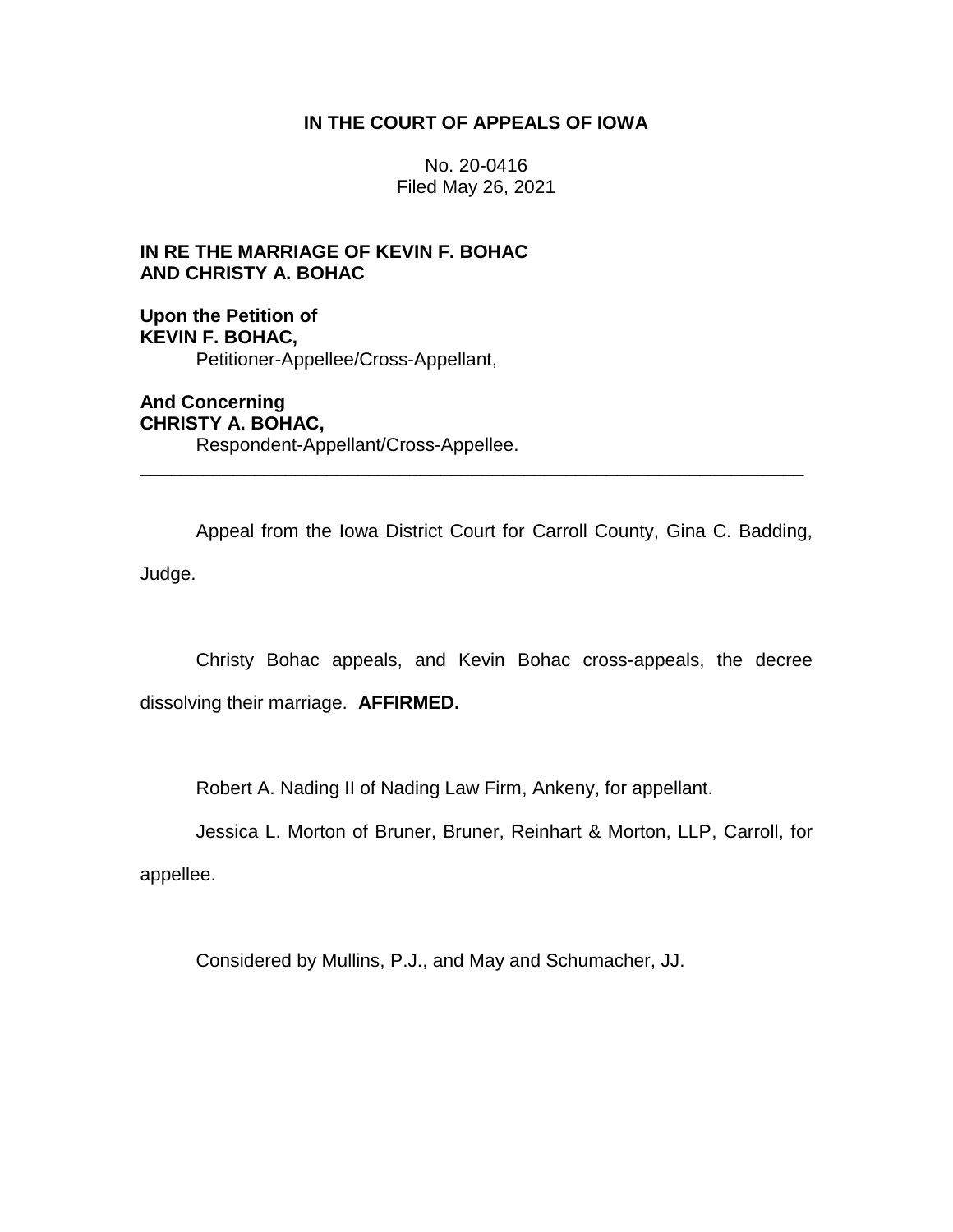# IN THE COURT OF APPEALS OF IOWA

No. 20-0416
Filed May 26, 2021

**IN RE THE MARRIAGE OF KEVIN F. BOHAC AND CHRISTY A. BOHAC**

**Upon the Petition of**
**KEVIN F. BOHAC,**
Petitioner-Appellee/Cross-Appellant,

**And Concerning**
**CHRISTY A. BOHAC,**
Respondent-Appellant/Cross-Appellee.

---

Appeal from the Iowa District Court for Carroll County, Gina C. Badding, Judge.

Christy Bohac appeals, and Kevin Bohac cross-appeals, the decree dissolving their marriage. **AFFIRMED.**

Robert A. Nading II of Nading Law Firm, Ankeny, for appellant.

Jessica L. Morton of Bruner, Bruner, Reinhart & Morton, LLP, Carroll, for appellee.

Considered by Mullins, P.J., and May and Schumacher, JJ.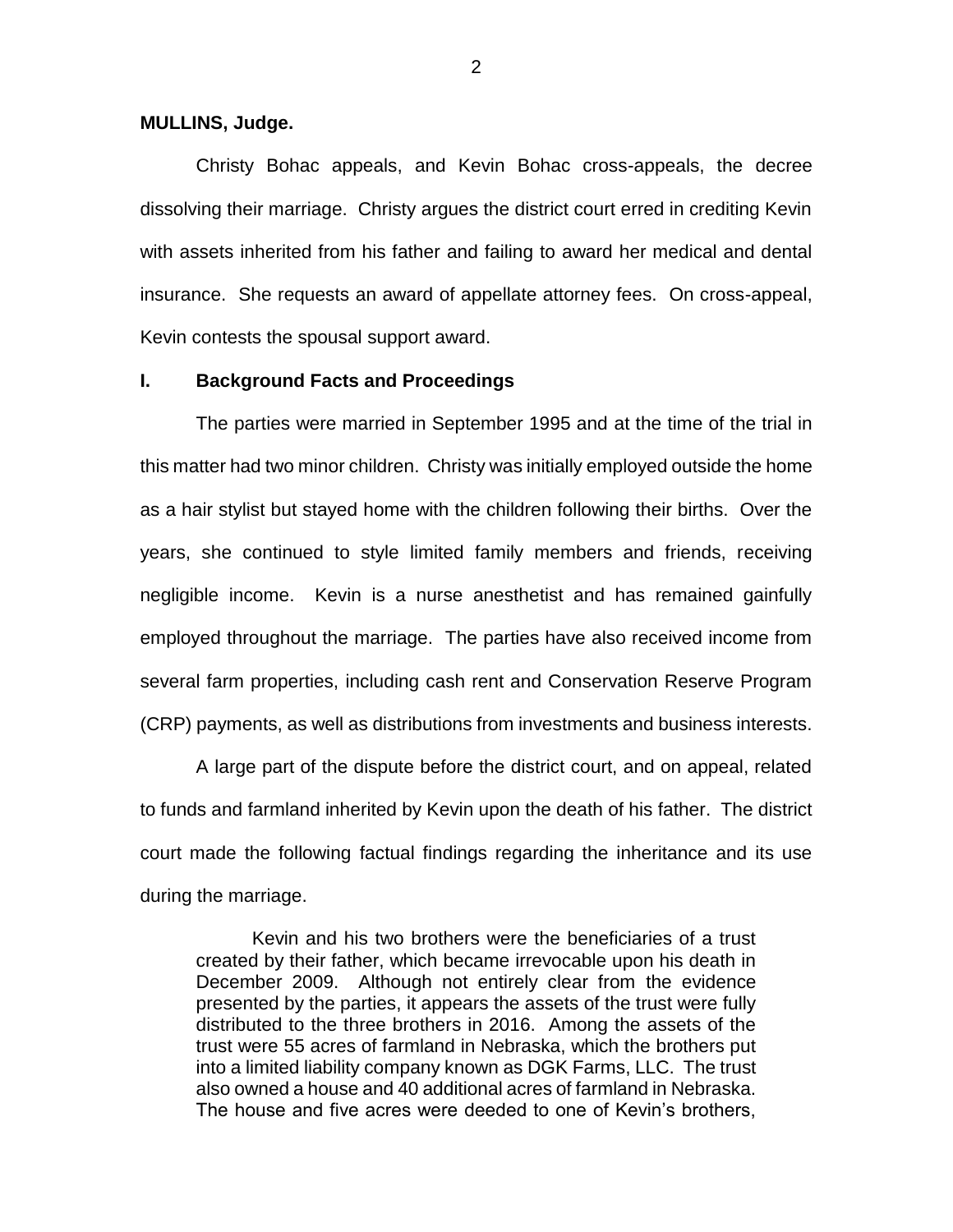**MULLINS, Judge.**

Christy Bohac appeals, and Kevin Bohac cross-appeals, the decree dissolving their marriage. Christy argues the district court erred in crediting Kevin with assets inherited from his father and failing to award her medical and dental insurance. She requests an award of appellate attorney fees. On cross-appeal, Kevin contests the spousal support award.

## I. Background Facts and Proceedings

The parties were married in September 1995 and at the time of the trial in this matter had two minor children. Christy was initially employed outside the home as a hair stylist but stayed home with the children following their births. Over the years, she continued to style limited family members and friends, receiving negligible income. Kevin is a nurse anesthetist and has remained gainfully employed throughout the marriage. The parties have also received income from several farm properties, including cash rent and Conservation Reserve Program (CRP) payments, as well as distributions from investments and business interests.

A large part of the dispute before the district court, and on appeal, related to funds and farmland inherited by Kevin upon the death of his father. The district court made the following factual findings regarding the inheritance and its use during the marriage.

> Kevin and his two brothers were the beneficiaries of a trust created by their father, which became irrevocable upon his death in December 2009. Although not entirely clear from the evidence presented by the parties, it appears the assets of the trust were fully distributed to the three brothers in 2016. Among the assets of the trust were 55 acres of farmland in Nebraska, which the brothers put into a limited liability company known as DGK Farms, LLC. The trust also owned a house and 40 additional acres of farmland in Nebraska. The house and five acres were deeded to one of Kevin's brothers,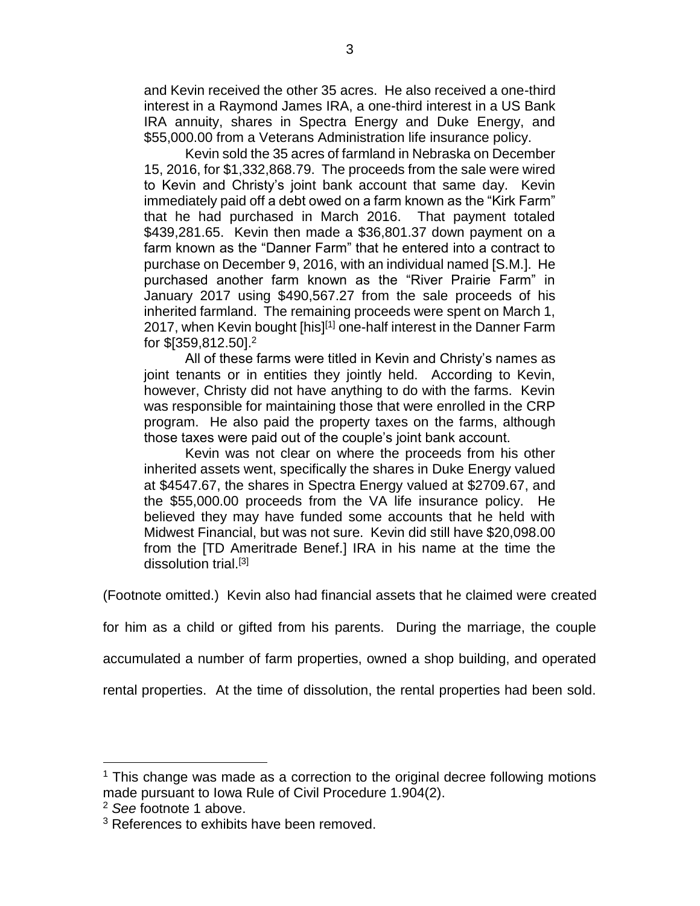> and Kevin received the other 35 acres. He also received a one-third interest in a Raymond James IRA, a one-third interest in a US Bank IRA annuity, shares in Spectra Energy and Duke Energy, and $55,000.00 from a Veterans Administration life insurance policy.
>
> Kevin sold the 35 acres of farmland in Nebraska on December 15, 2016, for $1,332,868.79. The proceeds from the sale were wired to Kevin and Christy's joint bank account that same day. Kevin immediately paid off a debt owed on a farm known as the "Kirk Farm" that he had purchased in March 2016. That payment totaled $439,281.65. Kevin then made a $36,801.37 down payment on a farm known as the "Danner Farm" that he entered into a contract to purchase on December 9, 2016, with an individual named [S.M.]. He purchased another farm known as the "River Prairie Farm" in January 2017 using $490,567.27 from the sale proceeds of his inherited farmland. The remaining proceeds were spent on March 1, 2017, when Kevin bought [his][1] one-half interest in the Danner Farm for $[359,812.50].[2]
>
> All of these farms were titled in Kevin and Christy's names as joint tenants or in entities they jointly held. According to Kevin, however, Christy did not have anything to do with the farms. Kevin was responsible for maintaining those that were enrolled in the CRP program. He also paid the property taxes on the farms, although those taxes were paid out of the couple's joint bank account.
>
> Kevin was not clear on where the proceeds from his other inherited assets went, specifically the shares in Duke Energy valued at $4547.67, the shares in Spectra Energy valued at $2709.67, and the $55,000.00 proceeds from the VA life insurance policy. He believed they may have funded some accounts that he held with Midwest Financial, but was not sure. Kevin did still have $20,098.00 from the [TD Ameritrade Benef.] IRA in his name at the time the dissolution trial.[3]

(Footnote omitted.) Kevin also had financial assets that he claimed were created for him as a child or gifted from his parents. During the marriage, the couple accumulated a number of farm properties, owned a shop building, and operated rental properties. At the time of dissolution, the rental properties had been sold.

---

[1] This change was made as a correction to the original decree following motions made pursuant to Iowa Rule of Civil Procedure 1.904(2).

[2] *See* footnote 1 above.

[3] References to exhibits have been removed.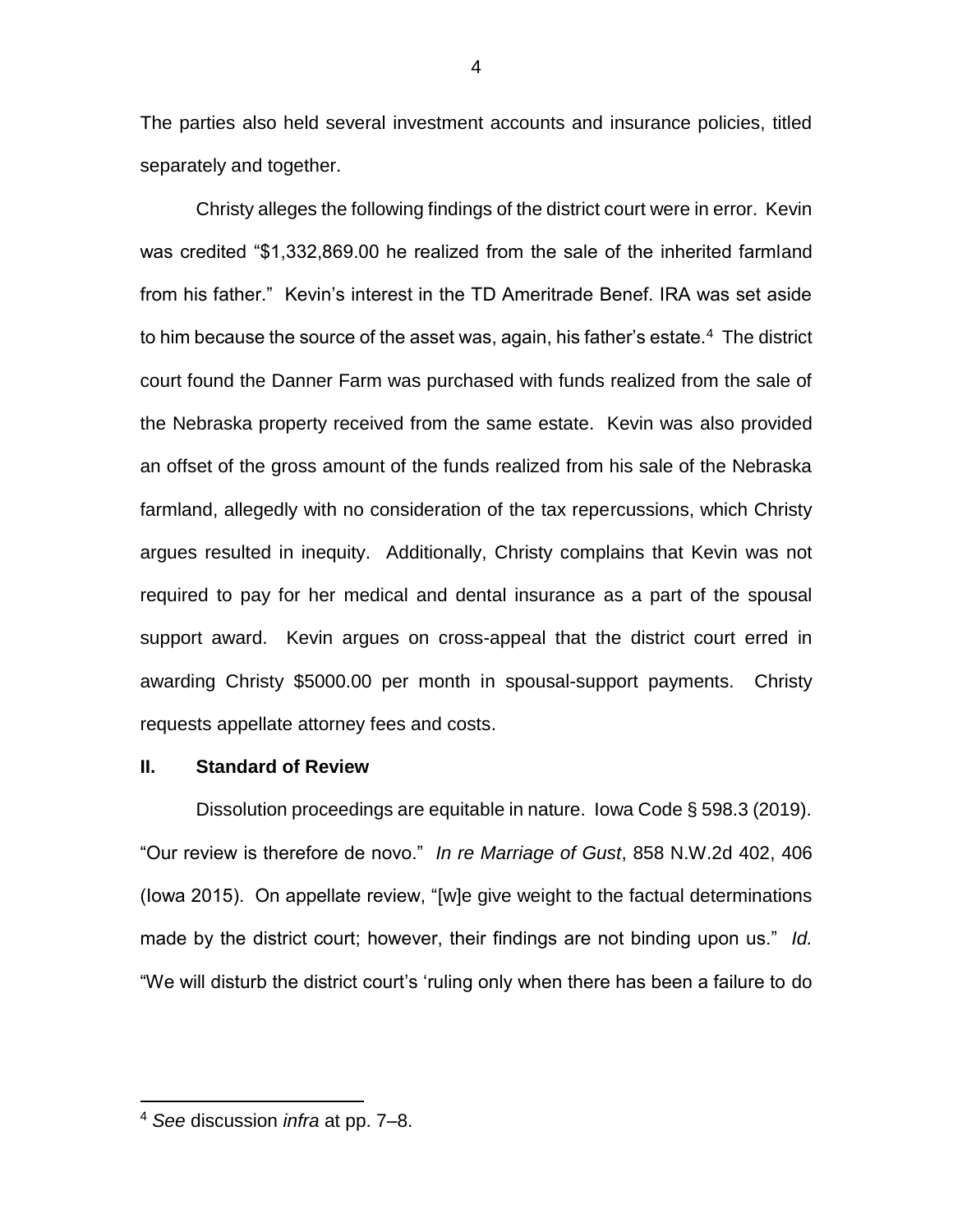The parties also held several investment accounts and insurance policies, titled separately and together.

Christy alleges the following findings of the district court were in error. Kevin was credited "$1,332,869.00 he realized from the sale of the inherited farmland from his father." Kevin's interest in the TD Ameritrade Benef. IRA was set aside to him because the source of the asset was, again, his father's estate.[4] The district court found the Danner Farm was purchased with funds realized from the sale of the Nebraska property received from the same estate. Kevin was also provided an offset of the gross amount of the funds realized from his sale of the Nebraska farmland, allegedly with no consideration of the tax repercussions, which Christy argues resulted in inequity. Additionally, Christy complains that Kevin was not required to pay for her medical and dental insurance as a part of the spousal support award. Kevin argues on cross-appeal that the district court erred in awarding Christy $5000.00 per month in spousal-support payments. Christy requests appellate attorney fees and costs.

## II. Standard of Review

Dissolution proceedings are equitable in nature. Iowa Code § 598.3 (2019). "Our review is therefore de novo." *In re Marriage of Gust*, 858 N.W.2d 402, 406 (Iowa 2015). On appellate review, "[w]e give weight to the factual determinations made by the district court; however, their findings are not binding upon us." *Id.* "We will disturb the district court's 'ruling only when there has been a failure to do

[4] *See* discussion *infra* at pp. 7–8.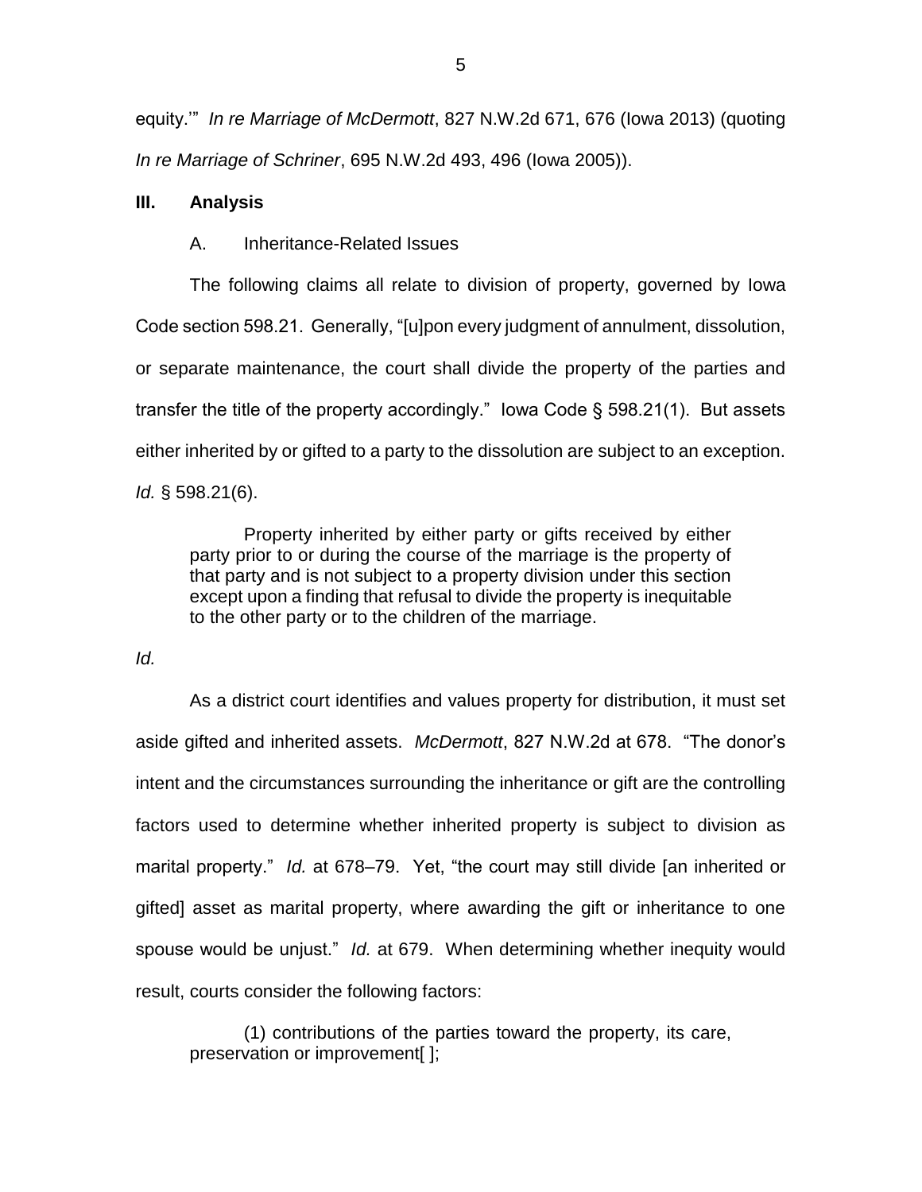equity.'" *In re Marriage of McDermott*, 827 N.W.2d 671, 676 (Iowa 2013) (quoting *In re Marriage of Schriner*, 695 N.W.2d 493, 496 (Iowa 2005)).

## III. Analysis

### A. Inheritance-Related Issues

The following claims all relate to division of property, governed by Iowa Code section 598.21. Generally, "[u]pon every judgment of annulment, dissolution, or separate maintenance, the court shall divide the property of the parties and transfer the title of the property accordingly." Iowa Code § 598.21(1). But assets either inherited by or gifted to a party to the dissolution are subject to an exception. *Id.* § 598.21(6).

> Property inherited by either party or gifts received by either party prior to or during the course of the marriage is the property of that party and is not subject to a property division under this section except upon a finding that refusal to divide the property is inequitable to the other party or to the children of the marriage.

*Id.*

As a district court identifies and values property for distribution, it must set aside gifted and inherited assets. *McDermott*, 827 N.W.2d at 678. "The donor's intent and the circumstances surrounding the inheritance or gift are the controlling factors used to determine whether inherited property is subject to division as marital property." *Id.* at 678–79. Yet, "the court may still divide [an inherited or gifted] asset as marital property, where awarding the gift or inheritance to one spouse would be unjust." *Id.* at 679. When determining whether inequity would result, courts consider the following factors:

> (1) contributions of the parties toward the property, its care, preservation or improvement[ ];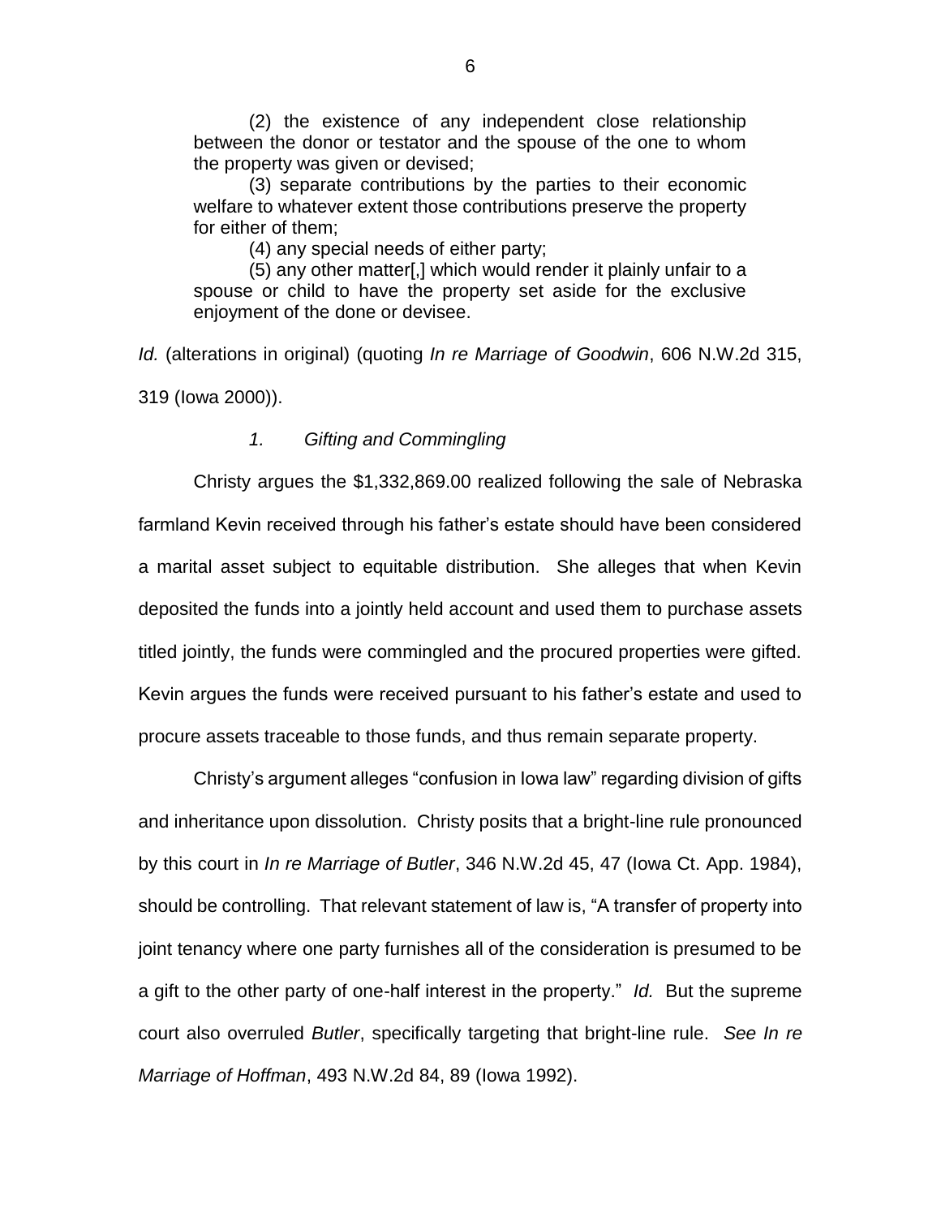> (2) the existence of any independent close relationship between the donor or testator and the spouse of the one to whom the property was given or devised;
>
> (3) separate contributions by the parties to their economic welfare to whatever extent those contributions preserve the property for either of them;
>
> (4) any special needs of either party;
>
> (5) any other matter[,] which would render it plainly unfair to a spouse or child to have the property set aside for the exclusive enjoyment of the done or devisee.

*Id.* (alterations in original) (quoting *In re Marriage of Goodwin*, 606 N.W.2d 315, 319 (Iowa 2000)).

### *1. Gifting and Commingling*

Christy argues the $1,332,869.00 realized following the sale of Nebraska farmland Kevin received through his father's estate should have been considered a marital asset subject to equitable distribution. She alleges that when Kevin deposited the funds into a jointly held account and used them to purchase assets titled jointly, the funds were commingled and the procured properties were gifted. Kevin argues the funds were received pursuant to his father's estate and used to procure assets traceable to those funds, and thus remain separate property.

Christy's argument alleges "confusion in Iowa law" regarding division of gifts and inheritance upon dissolution. Christy posits that a bright-line rule pronounced by this court in *In re Marriage of Butler*, 346 N.W.2d 45, 47 (Iowa Ct. App. 1984), should be controlling. That relevant statement of law is, "A transfer of property into joint tenancy where one party furnishes all of the consideration is presumed to be a gift to the other party of one-half interest in the property." *Id.* But the supreme court also overruled *Butler*, specifically targeting that bright-line rule. *See In re Marriage of Hoffman*, 493 N.W.2d 84, 89 (Iowa 1992).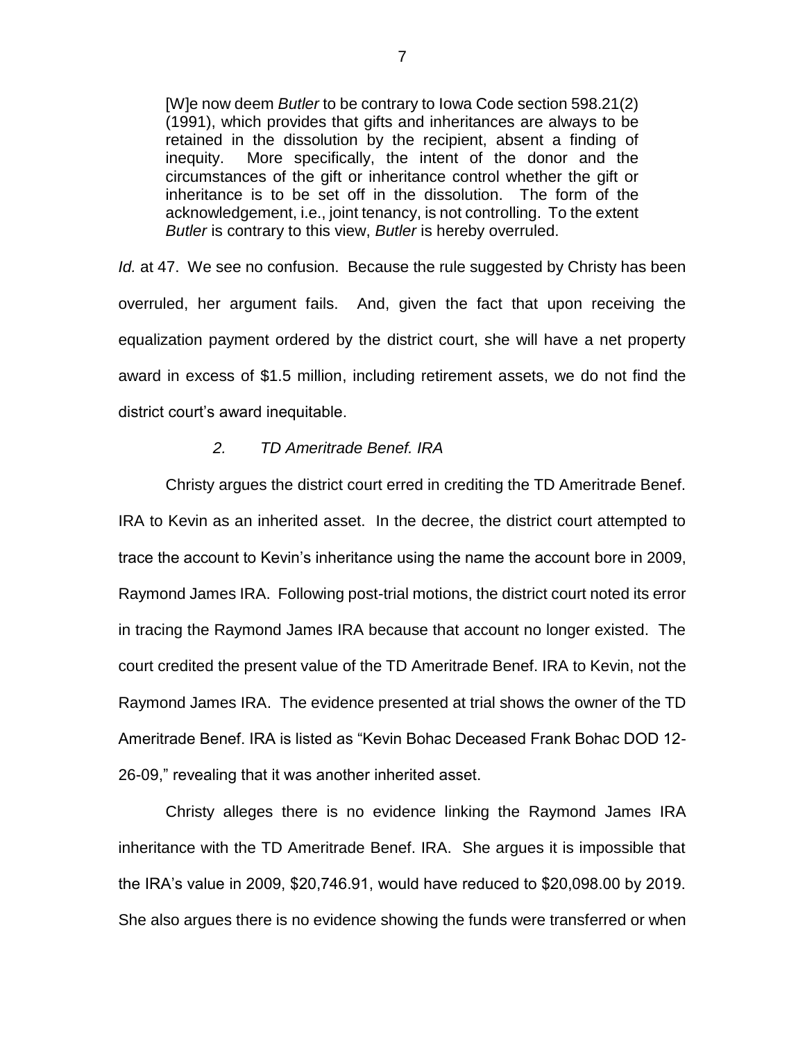> [W]e now deem *Butler* to be contrary to Iowa Code section 598.21(2) (1991), which provides that gifts and inheritances are always to be retained in the dissolution by the recipient, absent a finding of inequity. More specifically, the intent of the donor and the circumstances of the gift or inheritance control whether the gift or inheritance is to be set off in the dissolution. The form of the acknowledgement, i.e., joint tenancy, is not controlling. To the extent *Butler* is contrary to this view, *Butler* is hereby overruled.

*Id.* at 47. We see no confusion. Because the rule suggested by Christy has been overruled, her argument fails. And, given the fact that upon receiving the equalization payment ordered by the district court, she will have a net property award in excess of $1.5 million, including retirement assets, we do not find the district court's award inequitable.

*2. TD Ameritrade Benef. IRA*

Christy argues the district court erred in crediting the TD Ameritrade Benef. IRA to Kevin as an inherited asset. In the decree, the district court attempted to trace the account to Kevin's inheritance using the name the account bore in 2009, Raymond James IRA. Following post-trial motions, the district court noted its error in tracing the Raymond James IRA because that account no longer existed. The court credited the present value of the TD Ameritrade Benef. IRA to Kevin, not the Raymond James IRA. The evidence presented at trial shows the owner of the TD Ameritrade Benef. IRA is listed as "Kevin Bohac Deceased Frank Bohac DOD 12-26-09," revealing that it was another inherited asset.

Christy alleges there is no evidence linking the Raymond James IRA inheritance with the TD Ameritrade Benef. IRA. She argues it is impossible that the IRA's value in 2009, $20,746.91, would have reduced to $20,098.00 by 2019. She also argues there is no evidence showing the funds were transferred or when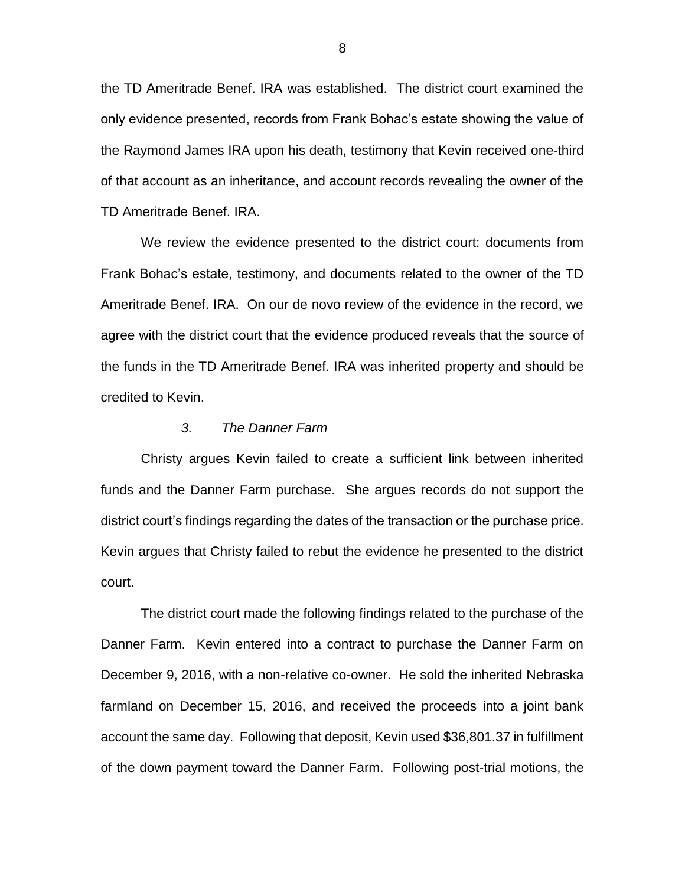the TD Ameritrade Benef. IRA was established. The district court examined the only evidence presented, records from Frank Bohac's estate showing the value of the Raymond James IRA upon his death, testimony that Kevin received one-third of that account as an inheritance, and account records revealing the owner of the TD Ameritrade Benef. IRA.

We review the evidence presented to the district court: documents from Frank Bohac's estate, testimony, and documents related to the owner of the TD Ameritrade Benef. IRA. On our de novo review of the evidence in the record, we agree with the district court that the evidence produced reveals that the source of the funds in the TD Ameritrade Benef. IRA was inherited property and should be credited to Kevin.

### *3. The Danner Farm*

Christy argues Kevin failed to create a sufficient link between inherited funds and the Danner Farm purchase. She argues records do not support the district court's findings regarding the dates of the transaction or the purchase price. Kevin argues that Christy failed to rebut the evidence he presented to the district court.

The district court made the following findings related to the purchase of the Danner Farm. Kevin entered into a contract to purchase the Danner Farm on December 9, 2016, with a non-relative co-owner. He sold the inherited Nebraska farmland on December 15, 2016, and received the proceeds into a joint bank account the same day. Following that deposit, Kevin used $36,801.37 in fulfillment of the down payment toward the Danner Farm. Following post-trial motions, the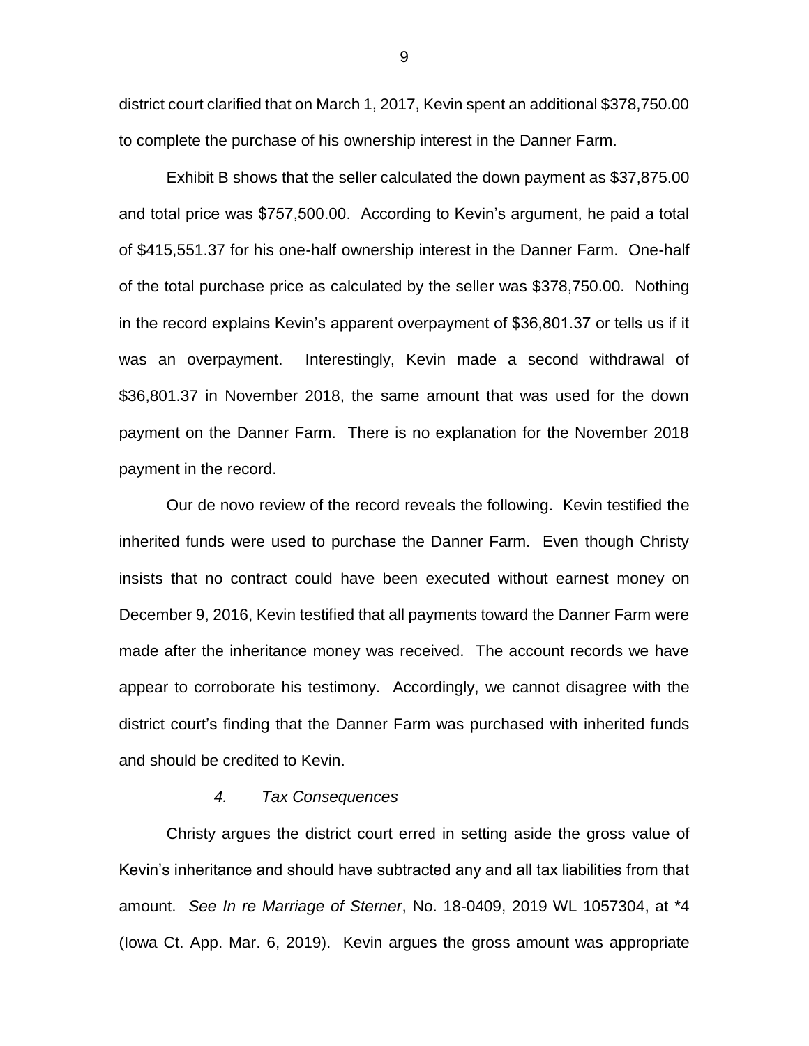district court clarified that on March 1, 2017, Kevin spent an additional $378,750.00 to complete the purchase of his ownership interest in the Danner Farm.

Exhibit B shows that the seller calculated the down payment as $37,875.00 and total price was $757,500.00. According to Kevin's argument, he paid a total of $415,551.37 for his one-half ownership interest in the Danner Farm. One-half of the total purchase price as calculated by the seller was $378,750.00. Nothing in the record explains Kevin's apparent overpayment of $36,801.37 or tells us if it was an overpayment. Interestingly, Kevin made a second withdrawal of $36,801.37 in November 2018, the same amount that was used for the down payment on the Danner Farm. There is no explanation for the November 2018 payment in the record.

Our de novo review of the record reveals the following. Kevin testified the inherited funds were used to purchase the Danner Farm. Even though Christy insists that no contract could have been executed without earnest money on December 9, 2016, Kevin testified that all payments toward the Danner Farm were made after the inheritance money was received. The account records we have appear to corroborate his testimony. Accordingly, we cannot disagree with the district court's finding that the Danner Farm was purchased with inherited funds and should be credited to Kevin.

#### *4. Tax Consequences*

Christy argues the district court erred in setting aside the gross value of Kevin's inheritance and should have subtracted any and all tax liabilities from that amount. *See In re Marriage of Sterner*, No. 18-0409, 2019 WL 1057304, at *4 (Iowa Ct. App. Mar. 6, 2019). Kevin argues the gross amount was appropriate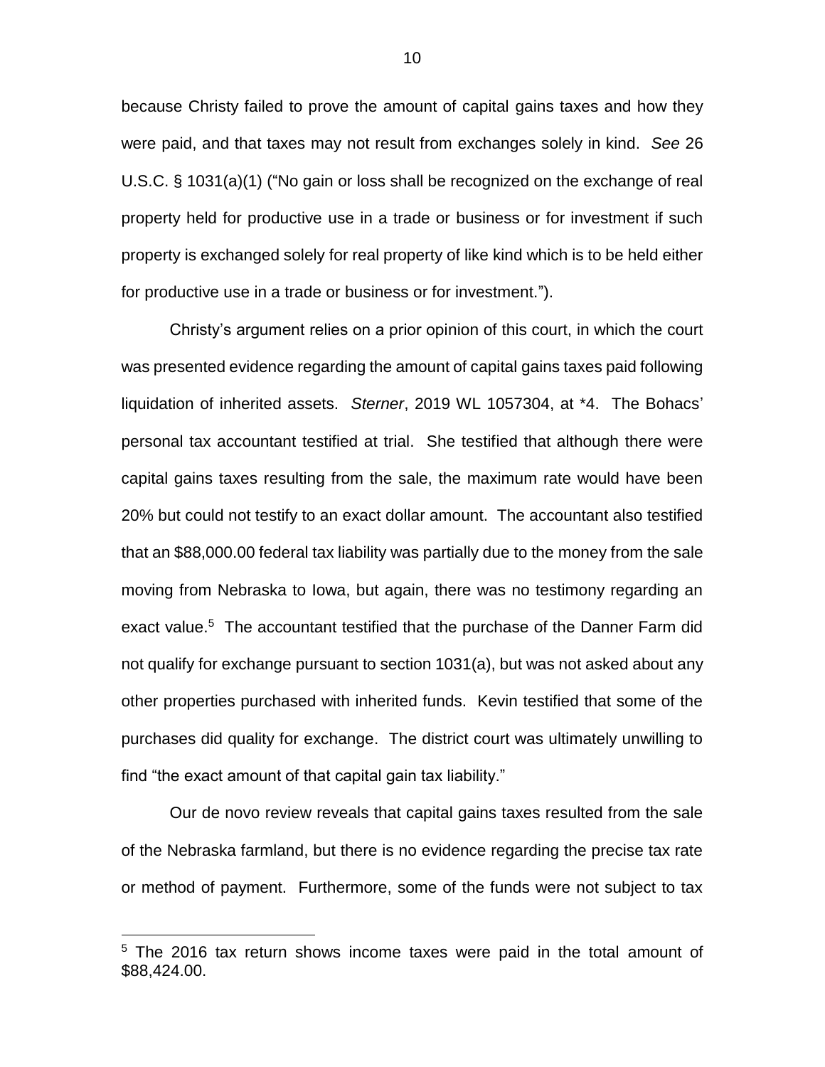because Christy failed to prove the amount of capital gains taxes and how they were paid, and that taxes may not result from exchanges solely in kind. *See* 26 U.S.C. § 1031(a)(1) ("No gain or loss shall be recognized on the exchange of real property held for productive use in a trade or business or for investment if such property is exchanged solely for real property of like kind which is to be held either for productive use in a trade or business or for investment.").

Christy's argument relies on a prior opinion of this court, in which the court was presented evidence regarding the amount of capital gains taxes paid following liquidation of inherited assets. *Sterner*, 2019 WL 1057304, at *4. The Bohacs' personal tax accountant testified at trial. She testified that although there were capital gains taxes resulting from the sale, the maximum rate would have been 20% but could not testify to an exact dollar amount. The accountant also testified that an $88,000.00 federal tax liability was partially due to the money from the sale moving from Nebraska to Iowa, but again, there was no testimony regarding an exact value.[5] The accountant testified that the purchase of the Danner Farm did not qualify for exchange pursuant to section 1031(a), but was not asked about any other properties purchased with inherited funds. Kevin testified that some of the purchases did quality for exchange. The district court was ultimately unwilling to find "the exact amount of that capital gain tax liability."

Our de novo review reveals that capital gains taxes resulted from the sale of the Nebraska farmland, but there is no evidence regarding the precise tax rate or method of payment. Furthermore, some of the funds were not subject to tax

---

[5] The 2016 tax return shows income taxes were paid in the total amount of $88,424.00.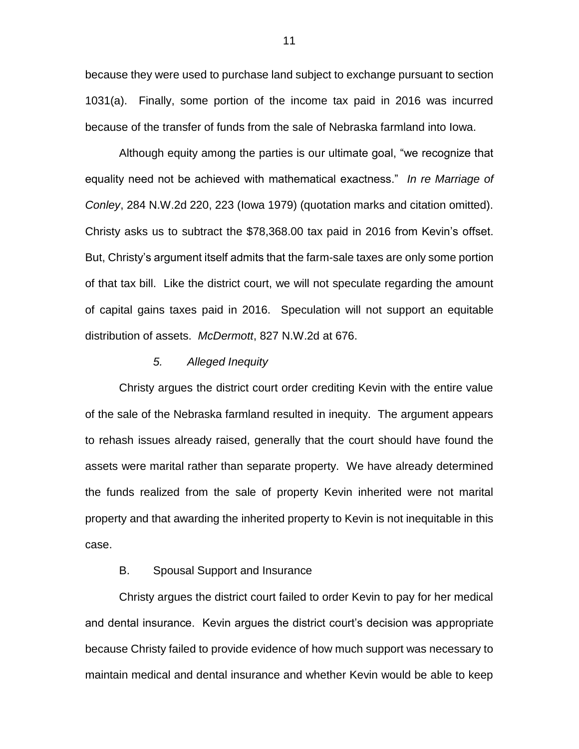because they were used to purchase land subject to exchange pursuant to section 1031(a). Finally, some portion of the income tax paid in 2016 was incurred because of the transfer of funds from the sale of Nebraska farmland into Iowa.

Although equity among the parties is our ultimate goal, "we recognize that equality need not be achieved with mathematical exactness." *In re Marriage of Conley*, 284 N.W.2d 220, 223 (Iowa 1979) (quotation marks and citation omitted). Christy asks us to subtract the $78,368.00 tax paid in 2016 from Kevin's offset. But, Christy's argument itself admits that the farm-sale taxes are only some portion of that tax bill. Like the district court, we will not speculate regarding the amount of capital gains taxes paid in 2016. Speculation will not support an equitable distribution of assets. *McDermott*, 827 N.W.2d at 676.

### *5. Alleged Inequity*

Christy argues the district court order crediting Kevin with the entire value of the sale of the Nebraska farmland resulted in inequity. The argument appears to rehash issues already raised, generally that the court should have found the assets were marital rather than separate property. We have already determined the funds realized from the sale of property Kevin inherited were not marital property and that awarding the inherited property to Kevin is not inequitable in this case.

## B. Spousal Support and Insurance

Christy argues the district court failed to order Kevin to pay for her medical and dental insurance. Kevin argues the district court's decision was appropriate because Christy failed to provide evidence of how much support was necessary to maintain medical and dental insurance and whether Kevin would be able to keep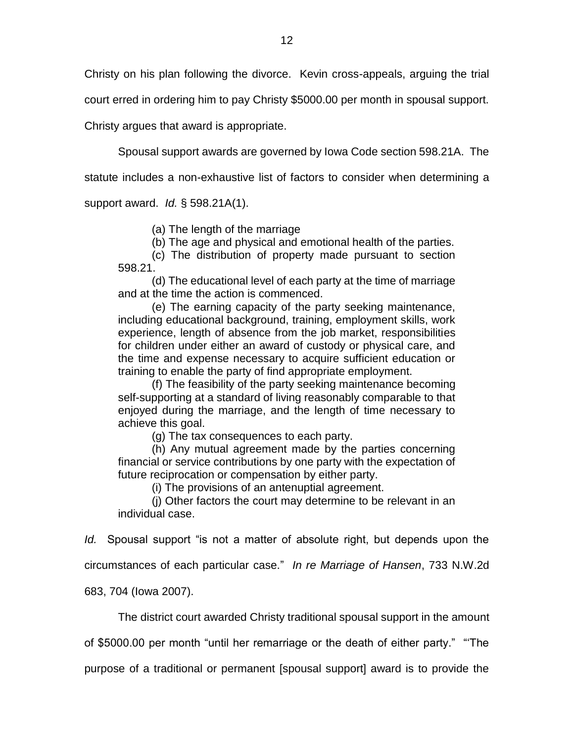Christy on his plan following the divorce. Kevin cross-appeals, arguing the trial court erred in ordering him to pay Christy $5000.00 per month in spousal support. Christy argues that award is appropriate.

Spousal support awards are governed by Iowa Code section 598.21A. The statute includes a non-exhaustive list of factors to consider when determining a support award. *Id.* § 598.21A(1).

> (a) The length of the marriage
>
> (b) The age and physical and emotional health of the parties.
>
> (c) The distribution of property made pursuant to section 598.21.
>
> (d) The educational level of each party at the time of marriage and at the time the action is commenced.
>
> (e) The earning capacity of the party seeking maintenance, including educational background, training, employment skills, work experience, length of absence from the job market, responsibilities for children under either an award of custody or physical care, and the time and expense necessary to acquire sufficient education or training to enable the party of find appropriate employment.
>
> (f) The feasibility of the party seeking maintenance becoming self-supporting at a standard of living reasonably comparable to that enjoyed during the marriage, and the length of time necessary to achieve this goal.
>
> (g) The tax consequences to each party.
>
> (h) Any mutual agreement made by the parties concerning financial or service contributions by one party with the expectation of future reciprocation or compensation by either party.
>
> (i) The provisions of an antenuptial agreement.
>
> (j) Other factors the court may determine to be relevant in an individual case.

*Id.* Spousal support "is not a matter of absolute right, but depends upon the circumstances of each particular case." *In re Marriage of Hansen*, 733 N.W.2d 683, 704 (Iowa 2007).

The district court awarded Christy traditional spousal support in the amount of $5000.00 per month "until her remarriage or the death of either party." "'The purpose of a traditional or permanent [spousal support] award is to provide the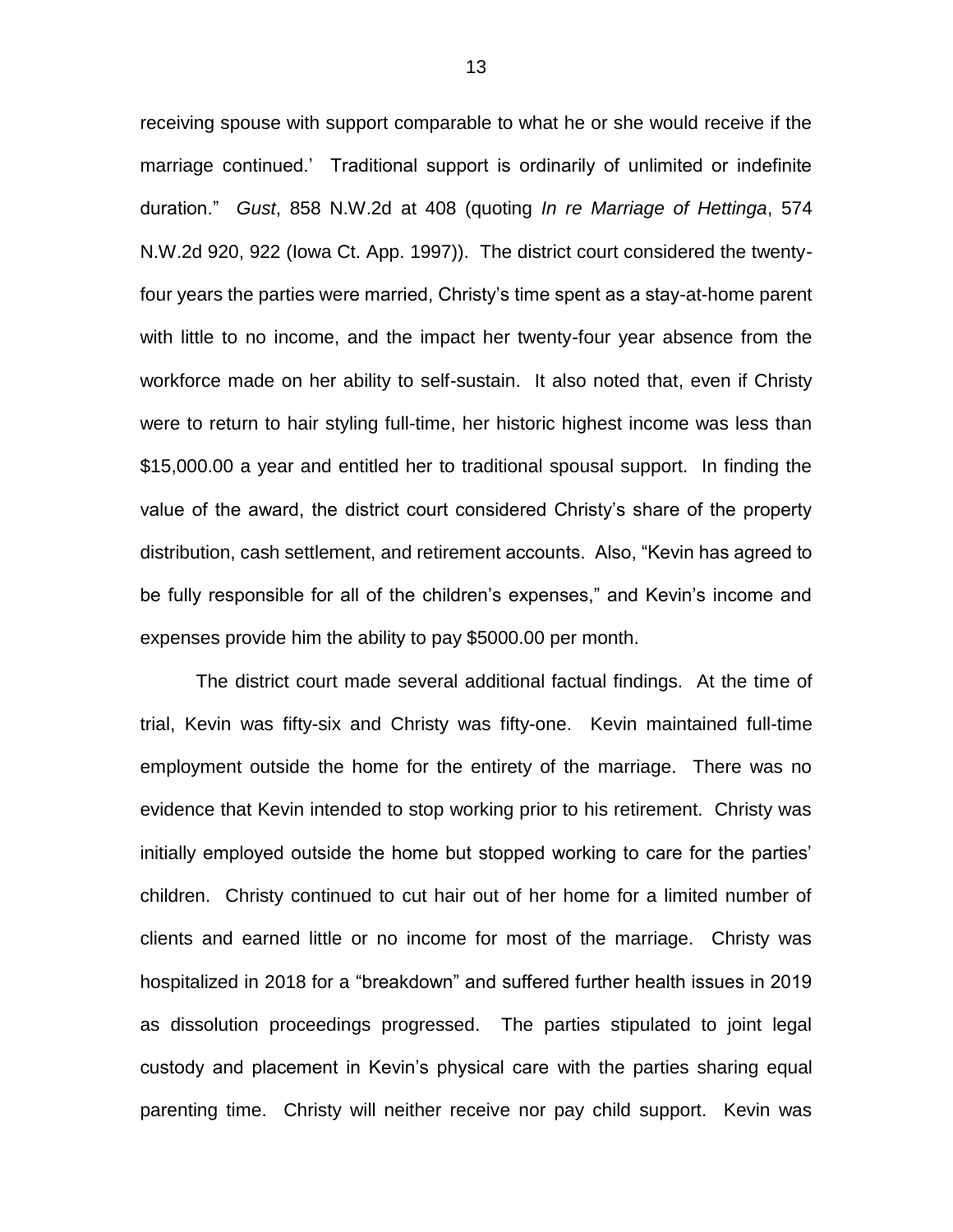receiving spouse with support comparable to what he or she would receive if the marriage continued.' Traditional support is ordinarily of unlimited or indefinite duration." *Gust*, 858 N.W.2d at 408 (quoting *In re Marriage of Hettinga*, 574 N.W.2d 920, 922 (Iowa Ct. App. 1997)). The district court considered the twenty-four years the parties were married, Christy's time spent as a stay-at-home parent with little to no income, and the impact her twenty-four year absence from the workforce made on her ability to self-sustain. It also noted that, even if Christy were to return to hair styling full-time, her historic highest income was less than $15,000.00 a year and entitled her to traditional spousal support. In finding the value of the award, the district court considered Christy's share of the property distribution, cash settlement, and retirement accounts. Also, "Kevin has agreed to be fully responsible for all of the children's expenses," and Kevin's income and expenses provide him the ability to pay $5000.00 per month.

The district court made several additional factual findings. At the time of trial, Kevin was fifty-six and Christy was fifty-one. Kevin maintained full-time employment outside the home for the entirety of the marriage. There was no evidence that Kevin intended to stop working prior to his retirement. Christy was initially employed outside the home but stopped working to care for the parties' children. Christy continued to cut hair out of her home for a limited number of clients and earned little or no income for most of the marriage. Christy was hospitalized in 2018 for a "breakdown" and suffered further health issues in 2019 as dissolution proceedings progressed. The parties stipulated to joint legal custody and placement in Kevin's physical care with the parties sharing equal parenting time. Christy will neither receive nor pay child support. Kevin was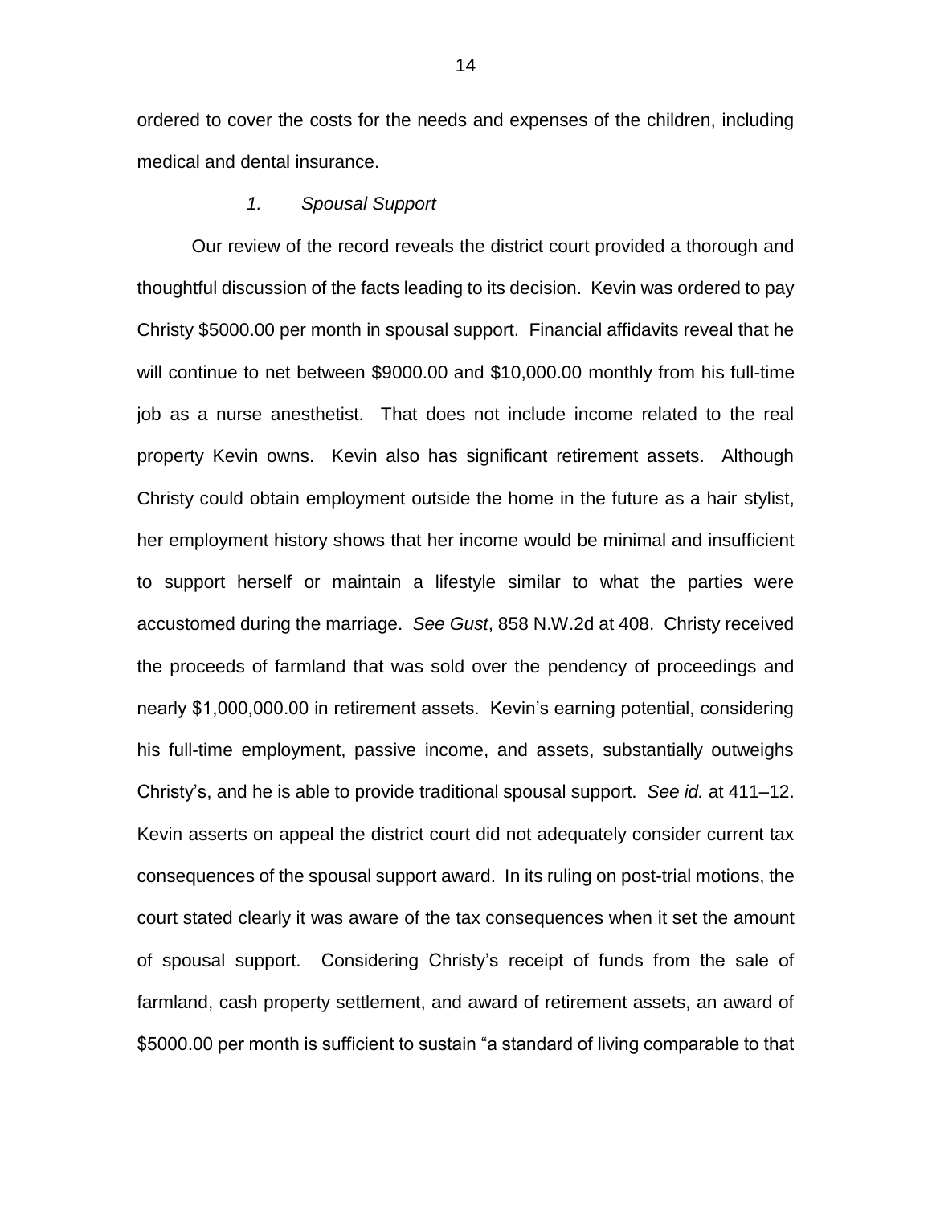ordered to cover the costs for the needs and expenses of the children, including medical and dental insurance.

*1. Spousal Support*

Our review of the record reveals the district court provided a thorough and thoughtful discussion of the facts leading to its decision. Kevin was ordered to pay Christy $5000.00 per month in spousal support. Financial affidavits reveal that he will continue to net between $9000.00 and $10,000.00 monthly from his full-time job as a nurse anesthetist. That does not include income related to the real property Kevin owns. Kevin also has significant retirement assets. Although Christy could obtain employment outside the home in the future as a hair stylist, her employment history shows that her income would be minimal and insufficient to support herself or maintain a lifestyle similar to what the parties were accustomed during the marriage. *See Gust*, 858 N.W.2d at 408. Christy received the proceeds of farmland that was sold over the pendency of proceedings and nearly $1,000,000.00 in retirement assets. Kevin's earning potential, considering his full-time employment, passive income, and assets, substantially outweighs Christy's, and he is able to provide traditional spousal support. *See id.* at 411–12. Kevin asserts on appeal the district court did not adequately consider current tax consequences of the spousal support award. In its ruling on post-trial motions, the court stated clearly it was aware of the tax consequences when it set the amount of spousal support. Considering Christy's receipt of funds from the sale of farmland, cash property settlement, and award of retirement assets, an award of $5000.00 per month is sufficient to sustain "a standard of living comparable to that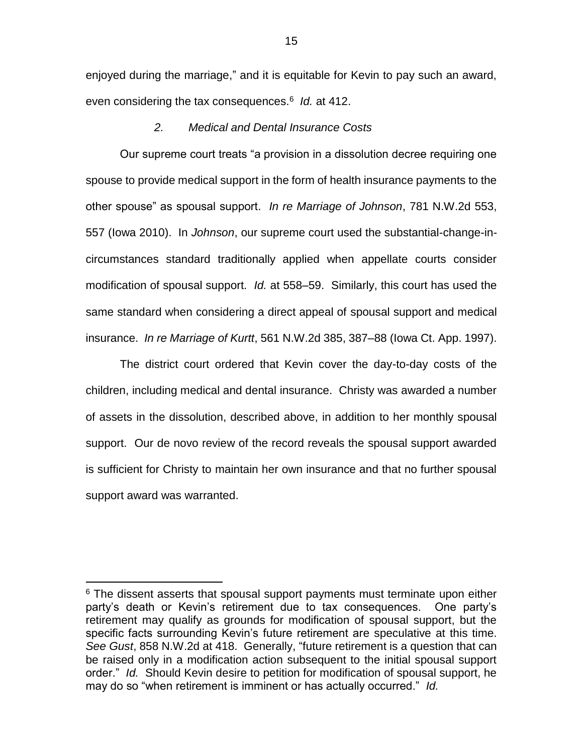enjoyed during the marriage," and it is equitable for Kevin to pay such an award, even considering the tax consequences.[6] *Id.* at 412.

*2. Medical and Dental Insurance Costs*

Our supreme court treats "a provision in a dissolution decree requiring one spouse to provide medical support in the form of health insurance payments to the other spouse" as spousal support. *In re Marriage of Johnson*, 781 N.W.2d 553, 557 (Iowa 2010). In *Johnson*, our supreme court used the substantial-change-in-circumstances standard traditionally applied when appellate courts consider modification of spousal support. *Id.* at 558–59. Similarly, this court has used the same standard when considering a direct appeal of spousal support and medical insurance. *In re Marriage of Kurtt*, 561 N.W.2d 385, 387–88 (Iowa Ct. App. 1997).

The district court ordered that Kevin cover the day-to-day costs of the children, including medical and dental insurance. Christy was awarded a number of assets in the dissolution, described above, in addition to her monthly spousal support. Our de novo review of the record reveals the spousal support awarded is sufficient for Christy to maintain her own insurance and that no further spousal support award was warranted.

---

[6] The dissent asserts that spousal support payments must terminate upon either party's death or Kevin's retirement due to tax consequences. One party's retirement may qualify as grounds for modification of spousal support, but the specific facts surrounding Kevin's future retirement are speculative at this time. *See Gust*, 858 N.W.2d at 418. Generally, "future retirement is a question that can be raised only in a modification action subsequent to the initial spousal support order." *Id.* Should Kevin desire to petition for modification of spousal support, he may do so "when retirement is imminent or has actually occurred." *Id.*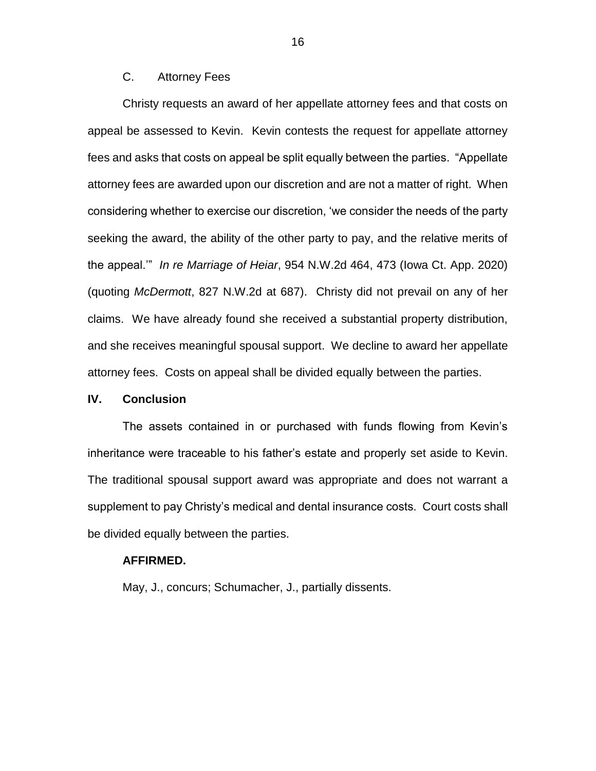### C. Attorney Fees

Christy requests an award of her appellate attorney fees and that costs on appeal be assessed to Kevin. Kevin contests the request for appellate attorney fees and asks that costs on appeal be split equally between the parties. "Appellate attorney fees are awarded upon our discretion and are not a matter of right. When considering whether to exercise our discretion, 'we consider the needs of the party seeking the award, the ability of the other party to pay, and the relative merits of the appeal.'" *In re Marriage of Heiar*, 954 N.W.2d 464, 473 (Iowa Ct. App. 2020) (quoting *McDermott*, 827 N.W.2d at 687). Christy did not prevail on any of her claims. We have already found she received a substantial property distribution, and she receives meaningful spousal support. We decline to award her appellate attorney fees. Costs on appeal shall be divided equally between the parties.

## IV. Conclusion

The assets contained in or purchased with funds flowing from Kevin's inheritance were traceable to his father's estate and properly set aside to Kevin. The traditional spousal support award was appropriate and does not warrant a supplement to pay Christy's medical and dental insurance costs. Court costs shall be divided equally between the parties.

**AFFIRMED.**

May, J., concurs; Schumacher, J., partially dissents.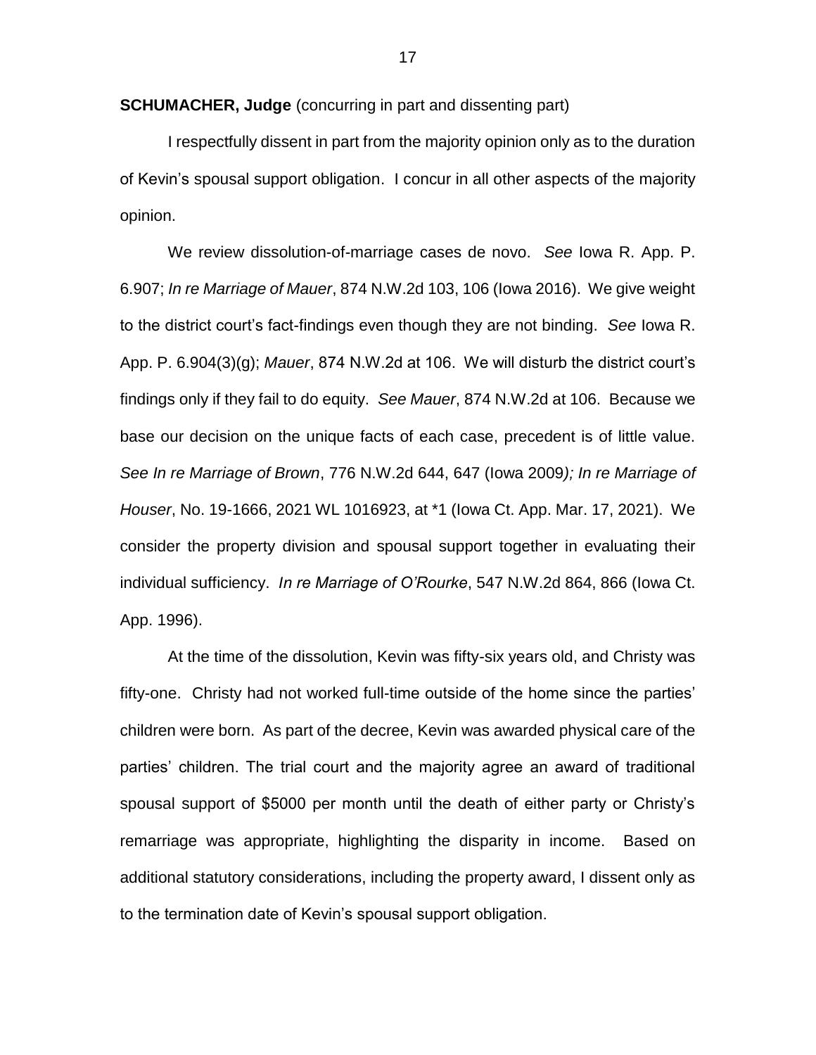**SCHUMACHER, Judge** (concurring in part and dissenting part)

I respectfully dissent in part from the majority opinion only as to the duration of Kevin's spousal support obligation. I concur in all other aspects of the majority opinion.

We review dissolution-of-marriage cases de novo. *See* Iowa R. App. P. 6.907; *In re Marriage of Mauer*, 874 N.W.2d 103, 106 (Iowa 2016). We give weight to the district court's fact-findings even though they are not binding. *See* Iowa R. App. P. 6.904(3)(g); *Mauer*, 874 N.W.2d at 106. We will disturb the district court's findings only if they fail to do equity. *See Mauer*, 874 N.W.2d at 106. Because we base our decision on the unique facts of each case, precedent is of little value. *See In re Marriage of Brown*, 776 N.W.2d 644, 647 (Iowa 2009*); In re Marriage of Houser*, No. 19-1666, 2021 WL 1016923, at *1 (Iowa Ct. App. Mar. 17, 2021). We consider the property division and spousal support together in evaluating their individual sufficiency. *In re Marriage of O'Rourke*, 547 N.W.2d 864, 866 (Iowa Ct. App. 1996).

At the time of the dissolution, Kevin was fifty-six years old, and Christy was fifty-one. Christy had not worked full-time outside of the home since the parties' children were born. As part of the decree, Kevin was awarded physical care of the parties' children. The trial court and the majority agree an award of traditional spousal support of $5000 per month until the death of either party or Christy's remarriage was appropriate, highlighting the disparity in income. Based on additional statutory considerations, including the property award, I dissent only as to the termination date of Kevin's spousal support obligation.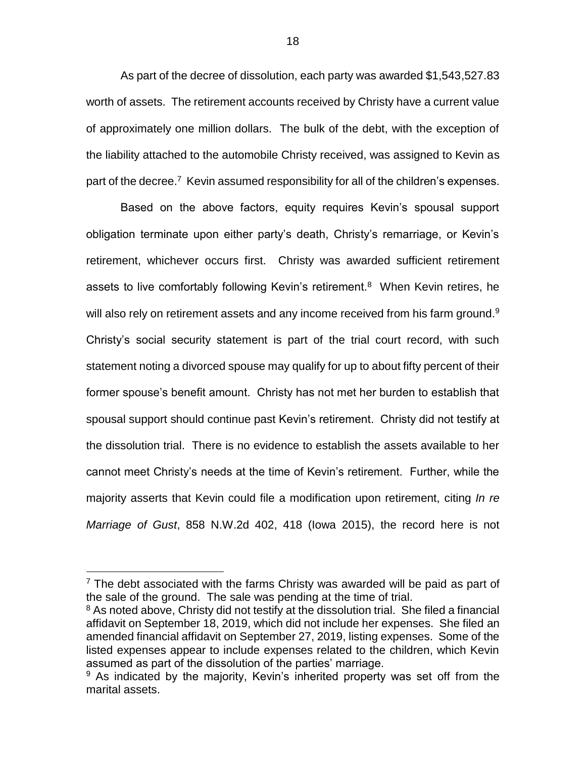As part of the decree of dissolution, each party was awarded $1,543,527.83 worth of assets. The retirement accounts received by Christy have a current value of approximately one million dollars. The bulk of the debt, with the exception of the liability attached to the automobile Christy received, was assigned to Kevin as part of the decree.[7] Kevin assumed responsibility for all of the children's expenses.

Based on the above factors, equity requires Kevin's spousal support obligation terminate upon either party's death, Christy's remarriage, or Kevin's retirement, whichever occurs first. Christy was awarded sufficient retirement assets to live comfortably following Kevin's retirement.[8] When Kevin retires, he will also rely on retirement assets and any income received from his farm ground.[9] Christy's social security statement is part of the trial court record, with such statement noting a divorced spouse may qualify for up to about fifty percent of their former spouse's benefit amount. Christy has not met her burden to establish that spousal support should continue past Kevin's retirement. Christy did not testify at the dissolution trial. There is no evidence to establish the assets available to her cannot meet Christy's needs at the time of Kevin's retirement. Further, while the majority asserts that Kevin could file a modification upon retirement, citing *In re Marriage of Gust*, 858 N.W.2d 402, 418 (Iowa 2015), the record here is not

---

[7] The debt associated with the farms Christy was awarded will be paid as part of the sale of the ground. The sale was pending at the time of trial.

[8] As noted above, Christy did not testify at the dissolution trial. She filed a financial affidavit on September 18, 2019, which did not include her expenses. She filed an amended financial affidavit on September 27, 2019, listing expenses. Some of the listed expenses appear to include expenses related to the children, which Kevin assumed as part of the dissolution of the parties' marriage.

[9] As indicated by the majority, Kevin's inherited property was set off from the marital assets.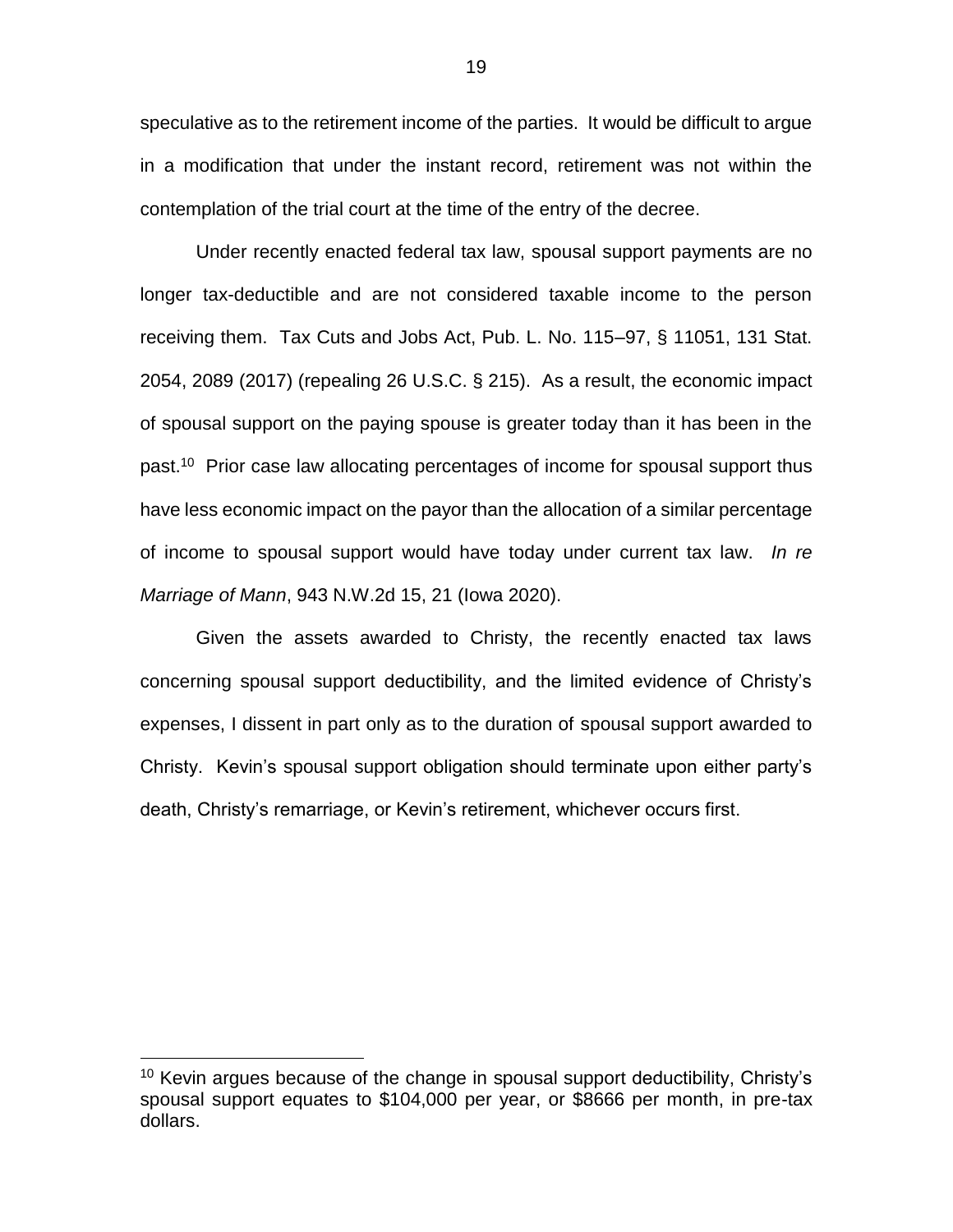speculative as to the retirement income of the parties. It would be difficult to argue in a modification that under the instant record, retirement was not within the contemplation of the trial court at the time of the entry of the decree.

Under recently enacted federal tax law, spousal support payments are no longer tax-deductible and are not considered taxable income to the person receiving them. Tax Cuts and Jobs Act, Pub. L. No. 115–97, § 11051, 131 Stat. 2054, 2089 (2017) (repealing 26 U.S.C. § 215). As a result, the economic impact of spousal support on the paying spouse is greater today than it has been in the past.[10] Prior case law allocating percentages of income for spousal support thus have less economic impact on the payor than the allocation of a similar percentage of income to spousal support would have today under current tax law. *In re Marriage of Mann*, 943 N.W.2d 15, 21 (Iowa 2020).

Given the assets awarded to Christy, the recently enacted tax laws concerning spousal support deductibility, and the limited evidence of Christy's expenses, I dissent in part only as to the duration of spousal support awarded to Christy. Kevin's spousal support obligation should terminate upon either party's death, Christy's remarriage, or Kevin's retirement, whichever occurs first.

---

[10] Kevin argues because of the change in spousal support deductibility, Christy's spousal support equates to $104,000 per year, or $8666 per month, in pre-tax dollars.